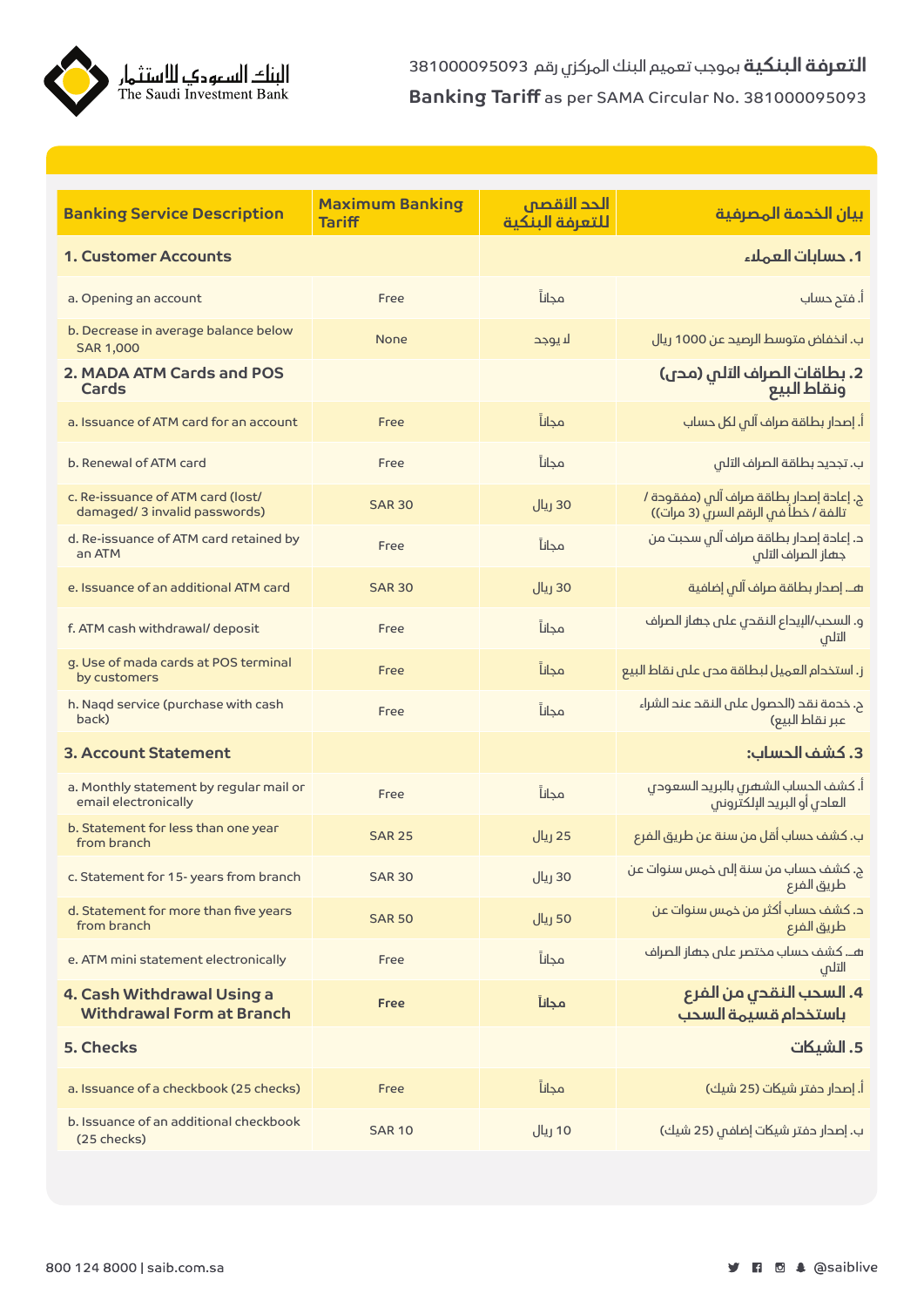# التعرفة البنكية بموجب تعميم البنك المركزي رقم 381000095093

# Banking Tariff as per SAMA Circular No. 381000095093

البنك السعودي للاستثمار
The Saudi Investment Bank

| Banking Service Description | Maximum Banking Tariff | الحد الأقصى للتعرفة البنكية | بيان الخدمة المصرفية |
|---|---|---|---|
| **1. Customer Accounts** | | | **1. حسابات العملاء** |
| a. Opening an account | Free | مجاناً | أ. فتح حساب |
| b. Decrease in average balance below SAR 1,000 | None | لا يوجد | ب. انخفاض متوسط الرصيد عن 1000 ريال |
| **2. MADA ATM Cards and POS Cards** | | | **2. بطاقات الصراف الآلي (مدى) ونقاط البيع** |
| a. Issuance of ATM card for an account | Free | مجاناً | أ. إصدار بطاقة صراف آلي لكل حساب |
| b. Renewal of ATM card | Free | مجاناً | ب. تجديد بطاقة الصراف الآلي |
| c. Re-issuance of ATM card (lost/ damaged/ 3 invalid passwords) | SAR 30 | 30 ريال | ج. إعادة إصدار بطاقة صراف آلي (مفقودة / تالفة / خطأ في الرقم السري (3 مرات)) |
| d. Re-issuance of ATM card retained by an ATM | Free | مجاناً | د. إعادة إصدار بطاقة صراف آلي سحبت من جهاز الصراف الآلي |
| e. Issuance of an additional ATM card | SAR 30 | 30 ريال | هـ. إصدار بطاقة صراف آلي إضافية |
| f. ATM cash withdrawal/ deposit | Free | مجاناً | و. السحب/الإيداع النقدي على جهاز الصراف الآلي |
| g. Use of mada cards at POS terminal by customers | Free | مجاناً | ز. استخدام العميل لبطاقة مدى على نقاط البيع |
| h. Naqd service (purchase with cash back) | Free | مجاناً | ح. خدمة نقد (الحصول على النقد عند الشراء عبر نقاط البيع) |
| **3. Account Statement** | | | **3. كشف الحساب:** |
| a. Monthly statement by regular mail or email electronically | Free | مجاناً | أ. كشف الحساب الشهري بالبريد السعودي العادي أو البريد الإلكتروني |
| b. Statement for less than one year from branch | SAR 25 | 25 ريال | ب. كشف حساب أقل من سنة عن طريق الفرع |
| c. Statement for 15- years from branch | SAR 30 | 30 ريال | ج. كشف حساب من سنة إلى خمس سنوات عن طريق الفرع |
| d. Statement for more than five years from branch | SAR 50 | 50 ريال | د. كشف حساب أكثر من خمس سنوات عن طريق الفرع |
| e. ATM mini statement electronically | Free | مجاناً | هـ. كشف حساب مختصر على جهاز الصراف الآلي |
| **4. Cash Withdrawal Using a Withdrawal Form at Branch** | **Free** | **مجاناً** | **4. السحب النقدي من الفرع باستخدام قسيمة السحب** |
| **5. Checks** | | | **5. الشيكات** |
| a. Issuance of a checkbook (25 checks) | Free | مجاناً | أ. إصدار دفتر شيكات (25 شيك) |
| b. Issuance of an additional checkbook (25 checks) | SAR 10 | 10 ريال | ب. إصدار دفتر شيكات إضافي (25 شيك) |

800 124 8000 | saib.com.sa

@saiblive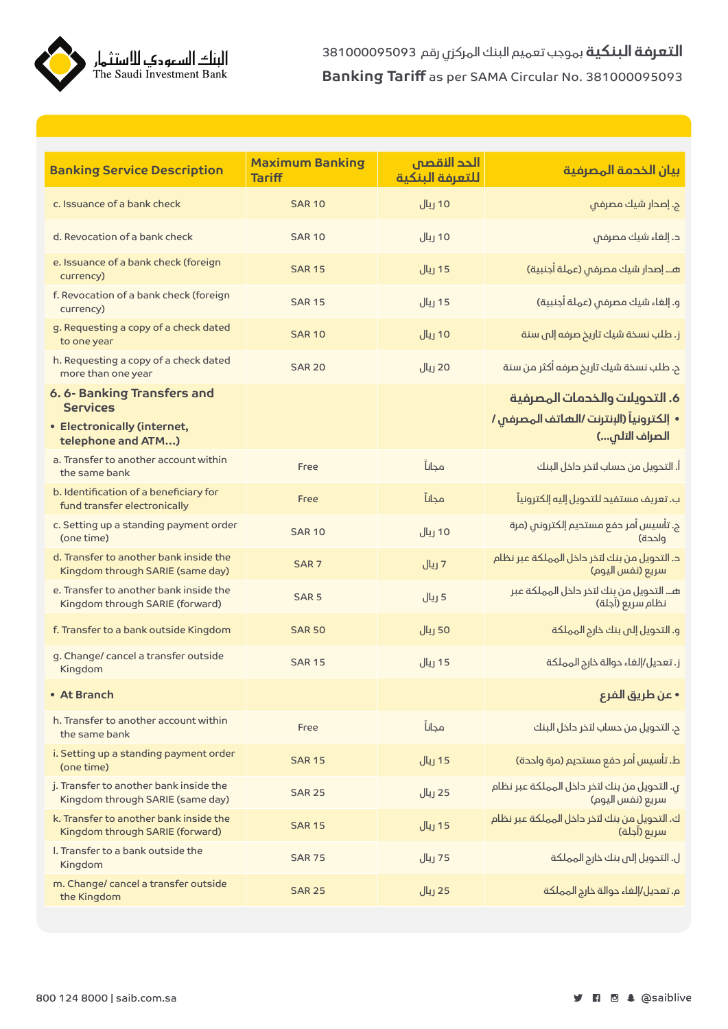| Banking Service Description | Maximum Banking Tariff | الحد الأقصى للتعرفة البنكية | بيان الخدمة المصرفية |
|---|---|---|---|
| c. Issuance of a bank check | SAR 10 | 10 ريال | ج. إصدار شيك مصرفي |
| d. Revocation of a bank check | SAR 10 | 10 ريال | د. إلغاء شيك مصرفي |
| e. Issuance of a bank check (foreign currency) | SAR 15 | 15 ريال | هـ. إصدار شيك مصرفي (عملة أجنبية) |
| f. Revocation of a bank check (foreign currency) | SAR 15 | 15 ريال | و. إلغاء شيك مصرفي (عملة أجنبية) |
| g. Requesting a copy of a check dated to one year | SAR 10 | 10 ريال | ز. طلب نسخة شيك تاريخ صرفه إلى سنة |
| h. Requesting a copy of a check dated more than one year | SAR 20 | 20 ريال | ح. طلب نسخة شيك تاريخ صرفه أكثر من سنة |
| **6. 6- Banking Transfers and Services** <br> • **Electronically (internet, telephone and ATM…)** | | | **6. التحويلات والخدمات المصرفية** <br> • **إلكترونياً (الإنترنت /الهاتف المصرفي / الصراف الآلي…)** |
| a. Transfer to another account within the same bank | Free | مجاناً | أ. التحويل من حساب لآخر داخل البنك |
| b. Identification of a beneficiary for fund transfer electronically | Free | مجاناً | ب. تعريف مستفيد للتحويل إليه إلكترونياً |
| c. Setting up a standing payment order (one time) | SAR 10 | 10 ريال | ج. تأسيس أمر دفع مستديم إلكتروني (مرة واحدة) |
| d. Transfer to another bank inside the Kingdom through SARIE (same day) | SAR 7 | 7 ريال | د. التحويل من بنك لآخر داخل المملكة عبر نظام سريع (نفس اليوم) |
| e. Transfer to another bank inside the Kingdom through SARIE (forward) | SAR 5 | 5 ريال | هـ. التحويل من بنك لآخر داخل المملكة عبر نظام سريع (آجلة) |
| f. Transfer to a bank outside Kingdom | SAR 50 | 50 ريال | و. التحويل إلى بنك خارج المملكة |
| g. Change/ cancel a transfer outside Kingdom | SAR 15 | 15 ريال | ز. تعديل/إلغاء حوالة خارج المملكة |
| • **At Branch** | | | • **عن طريق الفرع** |
| h. Transfer to another account within the same bank | Free | مجاناً | ح. التحويل من حساب لآخر داخل البنك |
| i. Setting up a standing payment order (one time) | SAR 15 | 15 ريال | ط. تأسيس أمر دفع مستديم (مرة واحدة) |
| j. Transfer to another bank inside the Kingdom through SARIE (same day) | SAR 25 | 25 ريال | ي. التحويل من بنك لآخر داخل المملكة عبر نظام سريع (نفس اليوم) |
| k. Transfer to another bank inside the Kingdom through SARIE (forward) | SAR 15 | 15 ريال | ك. التحويل من بنك لآخر داخل المملكة عبر نظام سريع (آجلة) |
| l. Transfer to a bank outside the Kingdom | SAR 75 | 75 ريال | ل. التحويل إلى بنك خارج المملكة |
| m. Change/ cancel a transfer outside the Kingdom | SAR 25 | 25 ريال | م. تعديل/إلغاء حوالة خارج المملكة |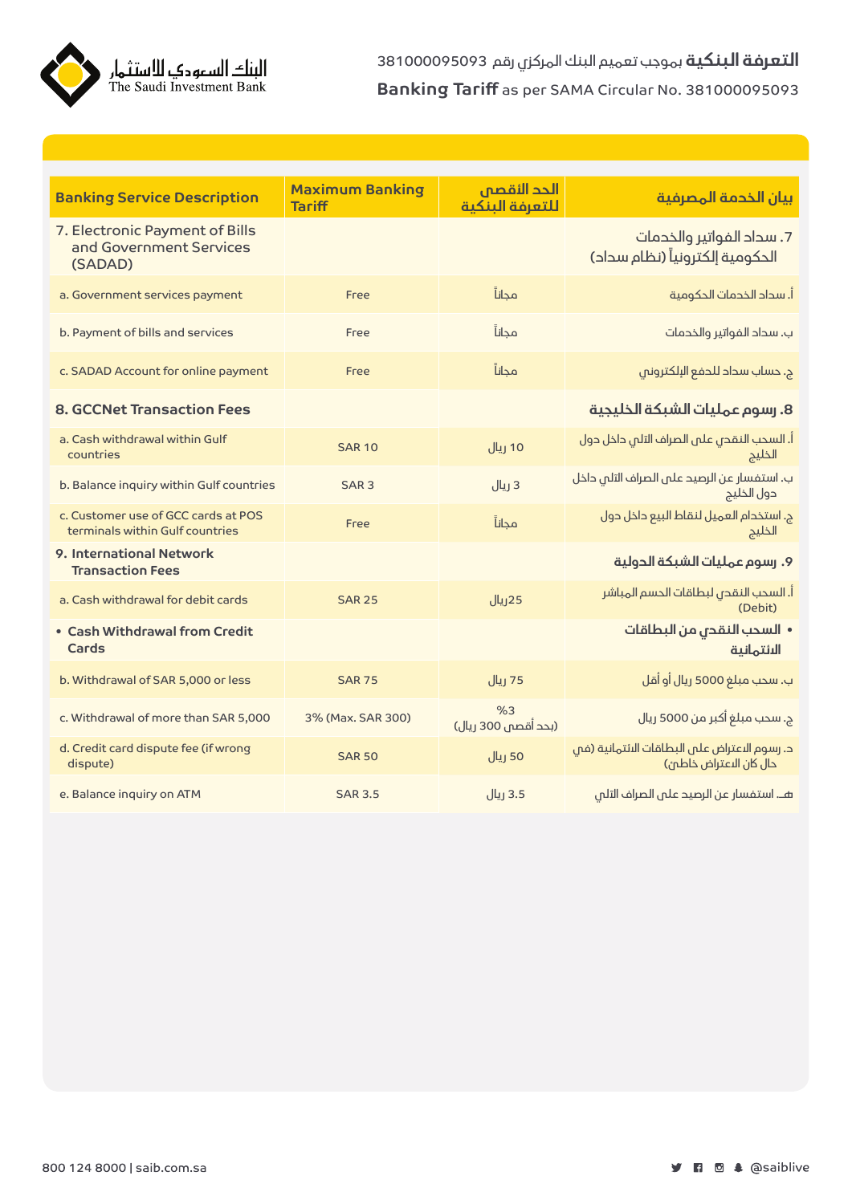التعرفة البنكية بموجب تعميم البنك المركزي رقم 381000095093

**Banking Tariff** as per SAMA Circular No. 381000095093

| Banking Service Description | Maximum Banking Tariff | الحد الأقصى للتعرفة البنكية | بيان الخدمة المصرفية |
|---|---|---|---|
| 7. Electronic Payment of Bills and Government Services (SADAD) | | | 7. سداد الفواتير والخدمات الحكومية إلكترونياً (نظام سداد) |
| a. Government services payment | Free | مجاناً | أ. سداد الخدمات الحكومية |
| b. Payment of bills and services | Free | مجاناً | ب. سداد الفواتير والخدمات |
| c. SADAD Account for online payment | Free | مجاناً | ج. حساب سداد للدفع الإلكتروني |
| **8. GCCNet Transaction Fees** | | | **8. رسوم عمليات الشبكة الخليجية** |
| a. Cash withdrawal within Gulf countries | SAR 10 | 10 ريال | أ. السحب النقدي على الصراف الآلي داخل دول الخليج |
| b. Balance inquiry within Gulf countries | SAR 3 | 3 ريال | ب. استفسار عن الرصيد على الصراف الآلي داخل دول الخليج |
| c. Customer use of GCC cards at POS terminals within Gulf countries | Free | مجاناً | ج. استخدام العميل لنقاط البيع داخل دول الخليج |
| **9. International Network Transaction Fees** | | | **9. رسوم عمليات الشبكة الدولية** |
| a. Cash withdrawal for debit cards | SAR 25 | 25ريال | أ. السحب النقدي لبطاقات الحسم المباشر (Debit) |
| **• Cash Withdrawal from Credit Cards** | | | **• السحب النقدي من البطاقات الائتمانية** |
| b. Withdrawal of SAR 5,000 or less | SAR 75 | 75 ريال | ب. سحب مبلغ 5000 ريال أو أقل |
| c. Withdrawal of more than SAR 5,000 | 3% (Max. SAR 300) | %3 (بحد أقصى 300 ريال) | ج. سحب مبلغ أكبر من 5000 ريال |
| d. Credit card dispute fee (if wrong dispute) | SAR 50 | 50 ريال | د. رسوم الاعتراض على البطاقات الائتمانية (في حال كان الاعتراض خاطئ) |
| e. Balance inquiry on ATM | SAR 3.5 | 3.5 ريال | هـ. استفسار عن الرصيد على الصراف الآلي |

800 124 8000 | saib.com.sa

@saiblive